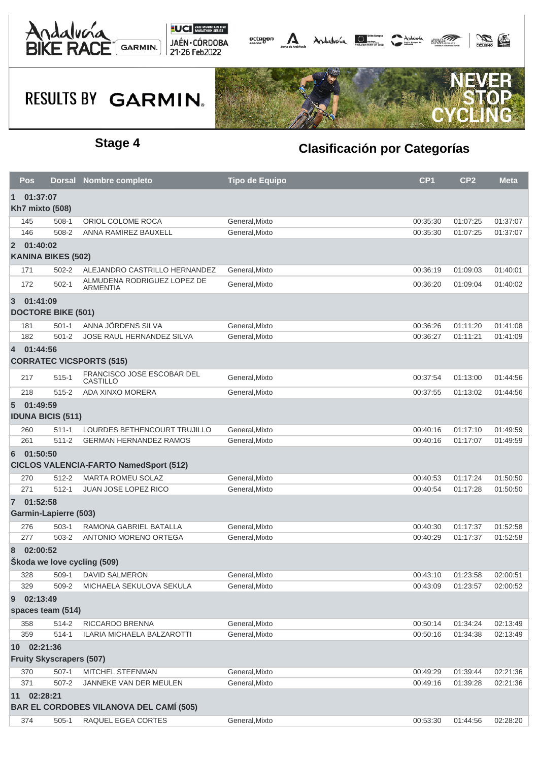# Stage 4

## Clasificación por Categorías

| Pos | Dorsal | Nombre completo | Tipo de Equipo | CP1 | CP2 | Meta |
|---|---|---|---|---|---|---|
| **1 01:37:07** | | | | | | |
| **Kh7 mixto (508)** | | | | | | |
| 145 | 508-1 | ORIOL COLOME ROCA | General,Mixto | 00:35:30 | 01:07:25 | 01:37:07 |
| 146 | 508-2 | ANNA RAMIREZ BAUXELL | General,Mixto | 00:35:30 | 01:07:25 | 01:37:07 |
| **2 01:40:02** | | | | | | |
| **KANINA BIKES (502)** | | | | | | |
| 171 | 502-2 | ALEJANDRO CASTRILLO HERNANDEZ | General,Mixto | 00:36:19 | 01:09:03 | 01:40:01 |
| 172 | 502-1 | ALMUDENA RODRIGUEZ LOPEZ DE ARMENTIA | General,Mixto | 00:36:20 | 01:09:04 | 01:40:02 |
| **3 01:41:09** | | | | | | |
| **DOCTORE BIKE (501)** | | | | | | |
| 181 | 501-1 | ANNA JÖRDENS SILVA | General,Mixto | 00:36:26 | 01:11:20 | 01:41:08 |
| 182 | 501-2 | JOSE RAUL HERNANDEZ SILVA | General,Mixto | 00:36:27 | 01:11:21 | 01:41:09 |
| **4 01:44:56** | | | | | | |
| **CORRATEC VICSPORTS (515)** | | | | | | |
| 217 | 515-1 | FRANCISCO JOSE ESCOBAR DEL CASTILLO | General,Mixto | 00:37:54 | 01:13:00 | 01:44:56 |
| 218 | 515-2 | ADA XINXO MORERA | General,Mixto | 00:37:55 | 01:13:02 | 01:44:56 |
| **5 01:49:59** | | | | | | |
| **IDUNA BICIS (511)** | | | | | | |
| 260 | 511-1 | LOURDES BETHENCOURT TRUJILLO | General,Mixto | 00:40:16 | 01:17:10 | 01:49:59 |
| 261 | 511-2 | GERMAN HERNANDEZ RAMOS | General,Mixto | 00:40:16 | 01:17:07 | 01:49:59 |
| **6 01:50:50** | | | | | | |
| **CICLOS VALENCIA-FARTO NamedSport (512)** | | | | | | |
| 270 | 512-2 | MARTA ROMEU SOLAZ | General,Mixto | 00:40:53 | 01:17:24 | 01:50:50 |
| 271 | 512-1 | JUAN JOSE LOPEZ RICO | General,Mixto | 00:40:54 | 01:17:28 | 01:50:50 |
| **7 01:52:58** | | | | | | |
| **Garmin-Lapierre (503)** | | | | | | |
| 276 | 503-1 | RAMONA GABRIEL BATALLA | General,Mixto | 00:40:30 | 01:17:37 | 01:52:58 |
| 277 | 503-2 | ANTONIO MORENO ORTEGA | General,Mixto | 00:40:29 | 01:17:37 | 01:52:58 |
| **8 02:00:52** | | | | | | |
| **Škoda we love cycling (509)** | | | | | | |
| 328 | 509-1 | DAVID SALMERON | General,Mixto | 00:43:10 | 01:23:58 | 02:00:51 |
| 329 | 509-2 | MICHAELA SEKULOVA SEKULA | General,Mixto | 00:43:09 | 01:23:57 | 02:00:52 |
| **9 02:13:49** | | | | | | |
| **spaces team (514)** | | | | | | |
| 358 | 514-2 | RICCARDO BRENNA | General,Mixto | 00:50:14 | 01:34:24 | 02:13:49 |
| 359 | 514-1 | ILARIA MICHAELA BALZAROTTI | General,Mixto | 00:50:16 | 01:34:38 | 02:13:49 |
| **10 02:21:36** | | | | | | |
| **Fruity Skyscrapers (507)** | | | | | | |
| 370 | 507-1 | MITCHEL STEENMAN | General,Mixto | 00:49:29 | 01:39:44 | 02:21:36 |
| 371 | 507-2 | JANNEKE VAN DER MEULEN | General,Mixto | 00:49:16 | 01:39:28 | 02:21:36 |
| **11 02:28:21** | | | | | | |
| **BAR EL CORDOBES VILANOVA DEL CAMÍ (505)** | | | | | | |
| 374 | 505-1 | RAQUEL EGEA CORTES | General,Mixto | 00:53:30 | 01:44:56 | 02:28:20 |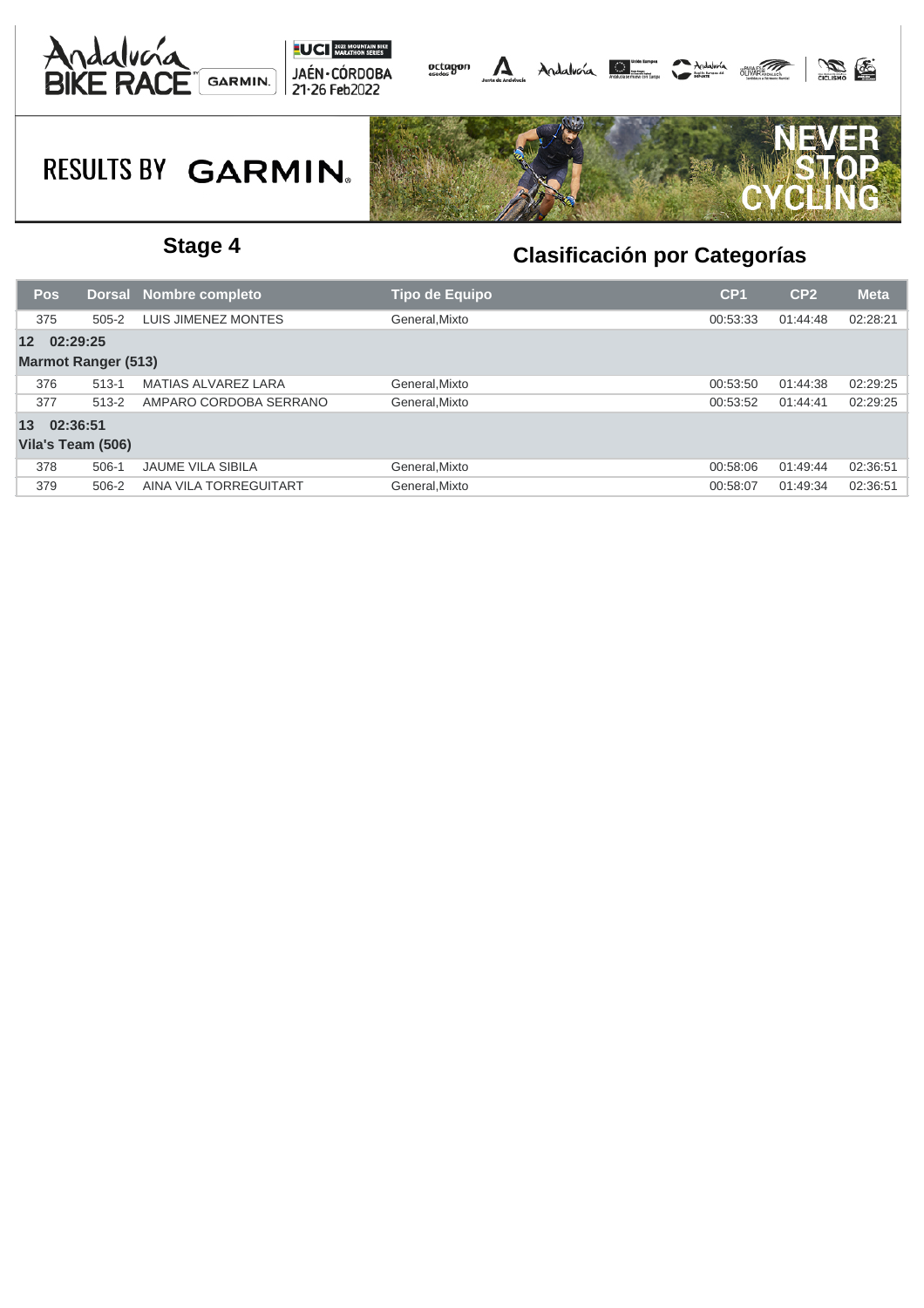## Stage 4

## Clasificación por Categorías

| Pos | Dorsal | Nombre completo | Tipo de Equipo | CP1 | CP2 | Meta |
|---|---|---|---|---|---|---|
| 375 | 505-2 | LUIS JIMENEZ MONTES | General,Mixto | 00:53:33 | 01:44:48 | 02:28:21 |
| **12 02:29:25** | | | | | | |
| **Marmot Ranger (513)** | | | | | | |
| 376 | 513-1 | MATIAS ALVAREZ LARA | General,Mixto | 00:53:50 | 01:44:38 | 02:29:25 |
| 377 | 513-2 | AMPARO CORDOBA SERRANO | General,Mixto | 00:53:52 | 01:44:41 | 02:29:25 |
| **13 02:36:51** | | | | | | |
| **Vila's Team (506)** | | | | | | |
| 378 | 506-1 | JAUME VILA SIBILA | General,Mixto | 00:58:06 | 01:49:44 | 02:36:51 |
| 379 | 506-2 | AINA VILA TORREGUITART | General,Mixto | 00:58:07 | 01:49:34 | 02:36:51 |